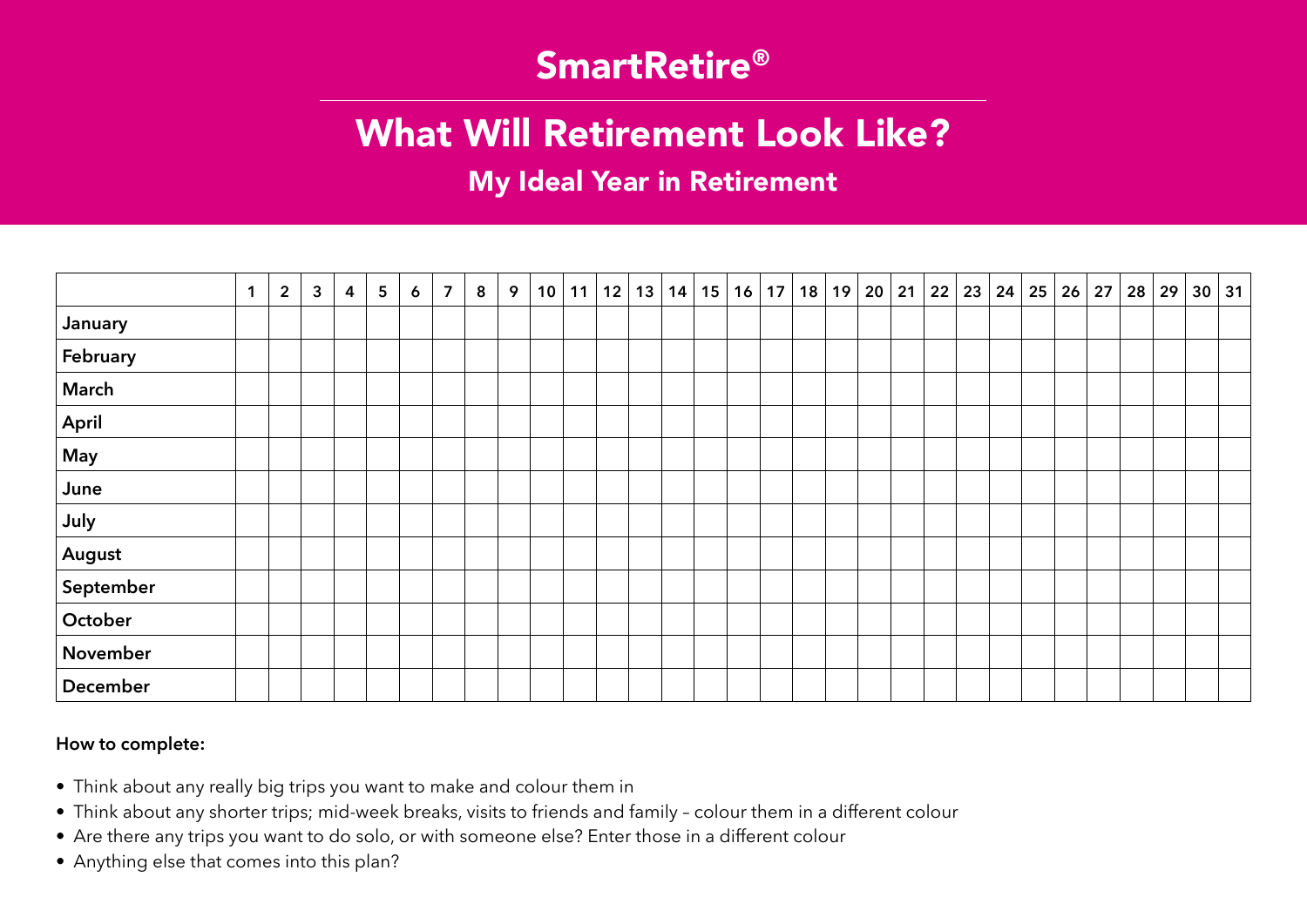# SmartRetire®

## What Will Retirement Look Like?

### My Ideal Year in Retirement

| | 1 | 2 | 3 | 4 | 5 | 6 | 7 | 8 | 9 | 10 | 11 | 12 | 13 | 14 | 15 | 16 | 17 | 18 | 19 | 20 | 21 | 22 | 23 | 24 | 25 | 26 | 27 | 28 | 29 | 30 | 31 |
|---|---|---|---|---|---|---|---|---|---|---|---|---|---|---|---|---|---|---|---|---|---|---|---|---|---|---|---|---|---|---|---|
| January | | | | | | | | | | | | | | | | | | | | | | | | | | | | | | | |
| February | | | | | | | | | | | | | | | | | | | | | | | | | | | | | | | |
| March | | | | | | | | | | | | | | | | | | | | | | | | | | | | | | | |
| April | | | | | | | | | | | | | | | | | | | | | | | | | | | | | | | |
| May | | | | | | | | | | | | | | | | | | | | | | | | | | | | | | | |
| June | | | | | | | | | | | | | | | | | | | | | | | | | | | | | | | |
| July | | | | | | | | | | | | | | | | | | | | | | | | | | | | | | | |
| August | | | | | | | | | | | | | | | | | | | | | | | | | | | | | | | |
| September | | | | | | | | | | | | | | | | | | | | | | | | | | | | | | | |
| October | | | | | | | | | | | | | | | | | | | | | | | | | | | | | | | |
| November | | | | | | | | | | | | | | | | | | | | | | | | | | | | | | | |
| December | | | | | | | | | | | | | | | | | | | | | | | | | | | | | | | |

**How to complete:**

- Think about any really big trips you want to make and colour them in
- Think about any shorter trips; mid-week breaks, visits to friends and family – colour them in a different colour
- Are there any trips you want to do solo, or with someone else? Enter those in a different colour
- Anything else that comes into this plan?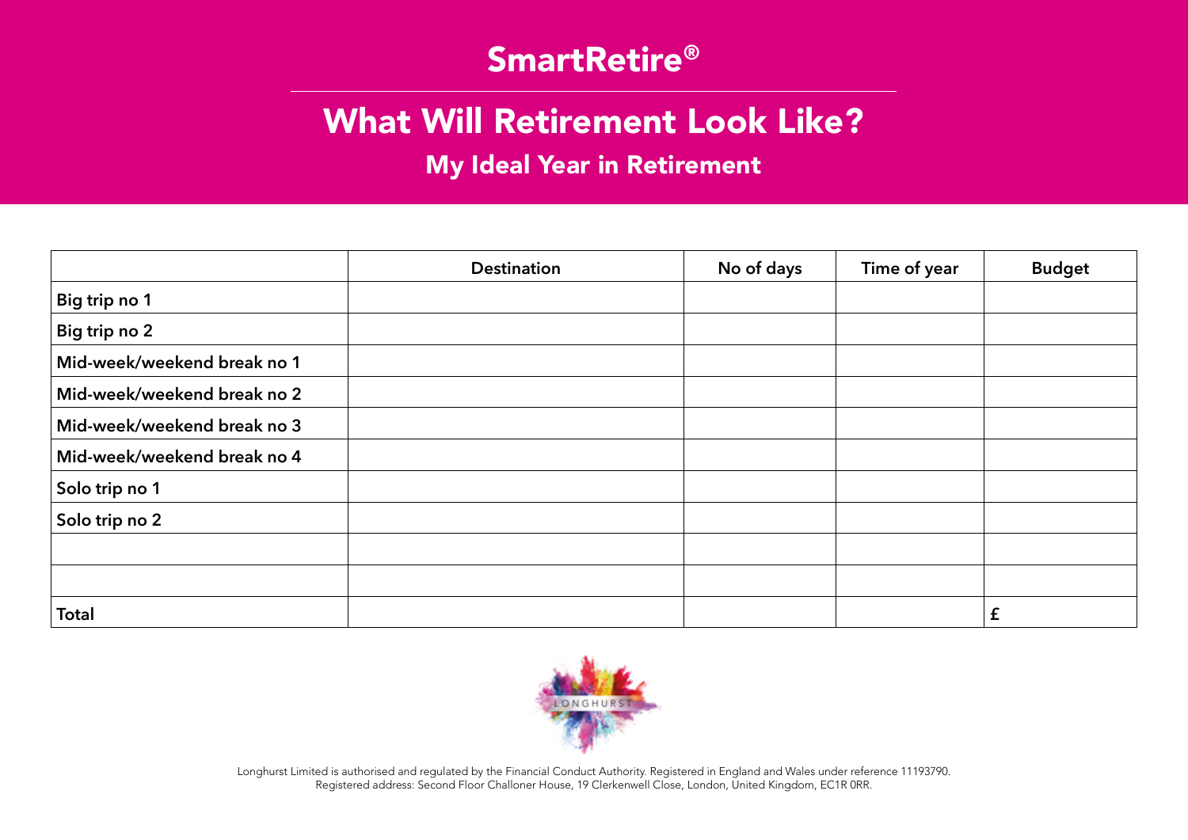# SmartRetire®

## What Will Retirement Look Like?

### My Ideal Year in Retirement

| | Destination | No of days | Time of year | Budget |
|---|---|---|---|---|
| Big trip no 1 | | | | |
| Big trip no 2 | | | | |
| Mid-week/weekend break no 1 | | | | |
| Mid-week/weekend break no 2 | | | | |
| Mid-week/weekend break no 3 | | | | |
| Mid-week/weekend break no 4 | | | | |
| Solo trip no 1 | | | | |
| Solo trip no 2 | | | | |
| | | | | |
| | | | | |
| Total | | | | £ |

LONGHURST

Longhurst Limited is authorised and regulated by the Financial Conduct Authority. Registered in England and Wales under reference 11193790.
Registered address: Second Floor Challoner House, 19 Clerkenwell Close, London, United Kingdom, EC1R 0RR.